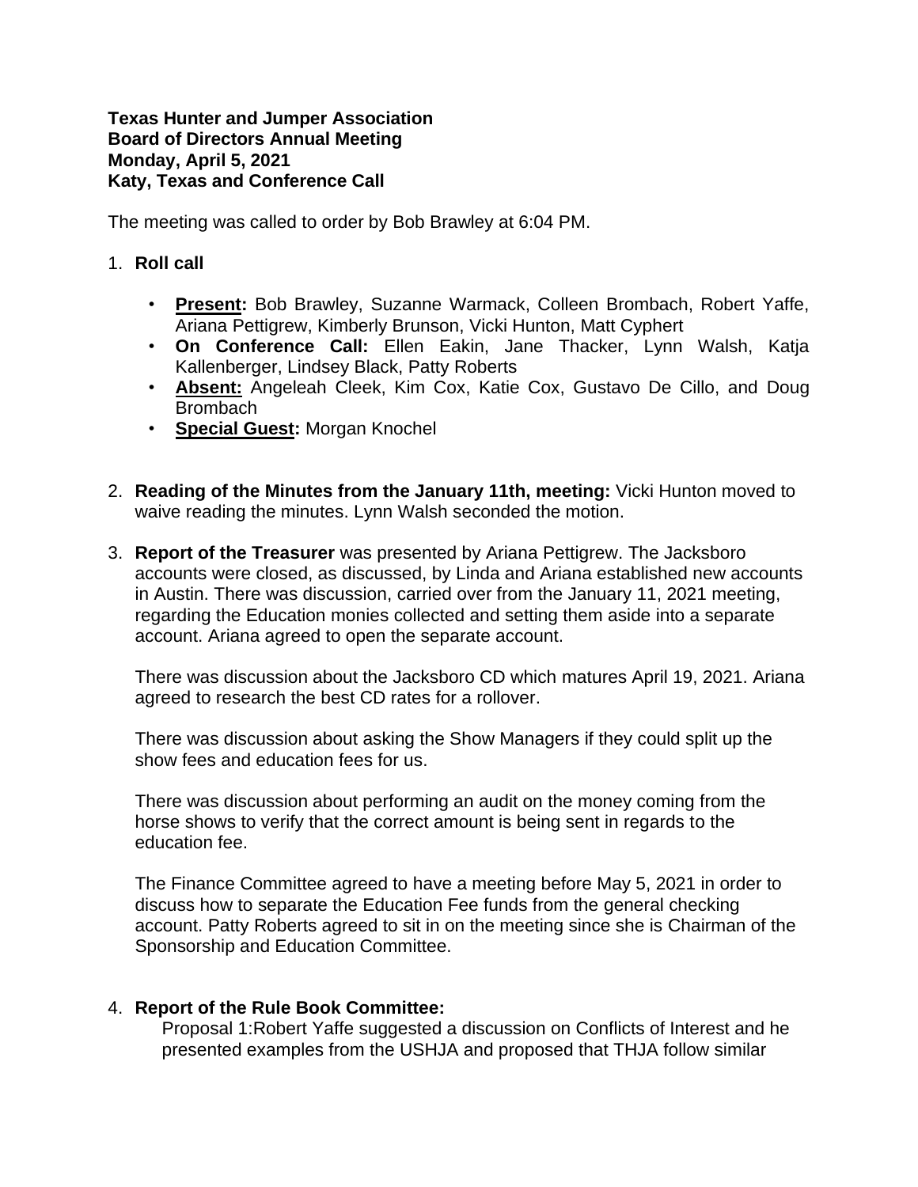**Texas Hunter and Jumper Association**
**Board of Directors Annual Meeting**
**Monday, April 5, 2021**
**Katy, Texas and Conference Call**

The meeting was called to order by Bob Brawley at 6:04 PM.

1. **Roll call**

   - **Present:** Bob Brawley, Suzanne Warmack, Colleen Brombach, Robert Yaffe, Ariana Pettigrew, Kimberly Brunson, Vicki Hunton, Matt Cyphert
   - **On Conference Call:** Ellen Eakin, Jane Thacker, Lynn Walsh, Katja Kallenberger, Lindsey Black, Patty Roberts
   - **Absent:** Angeleah Cleek, Kim Cox, Katie Cox, Gustavo De Cillo, and Doug Brombach
   - **Special Guest:** Morgan Knochel

2. **Reading of the Minutes from the January 11th, meeting:** Vicki Hunton moved to waive reading the minutes. Lynn Walsh seconded the motion.

3. **Report of the Treasurer** was presented by Ariana Pettigrew. The Jacksboro accounts were closed, as discussed, by Linda and Ariana established new accounts in Austin. There was discussion, carried over from the January 11, 2021 meeting, regarding the Education monies collected and setting them aside into a separate account. Ariana agreed to open the separate account.

   There was discussion about the Jacksboro CD which matures April 19, 2021. Ariana agreed to research the best CD rates for a rollover.

   There was discussion about asking the Show Managers if they could split up the show fees and education fees for us.

   There was discussion about performing an audit on the money coming from the horse shows to verify that the correct amount is being sent in regards to the education fee.

   The Finance Committee agreed to have a meeting before May 5, 2021 in order to discuss how to separate the Education Fee funds from the general checking account. Patty Roberts agreed to sit in on the meeting since she is Chairman of the Sponsorship and Education Committee.

4. **Report of the Rule Book Committee:**
   Proposal 1:Robert Yaffe suggested a discussion on Conflicts of Interest and he presented examples from the USHJA and proposed that THJA follow similar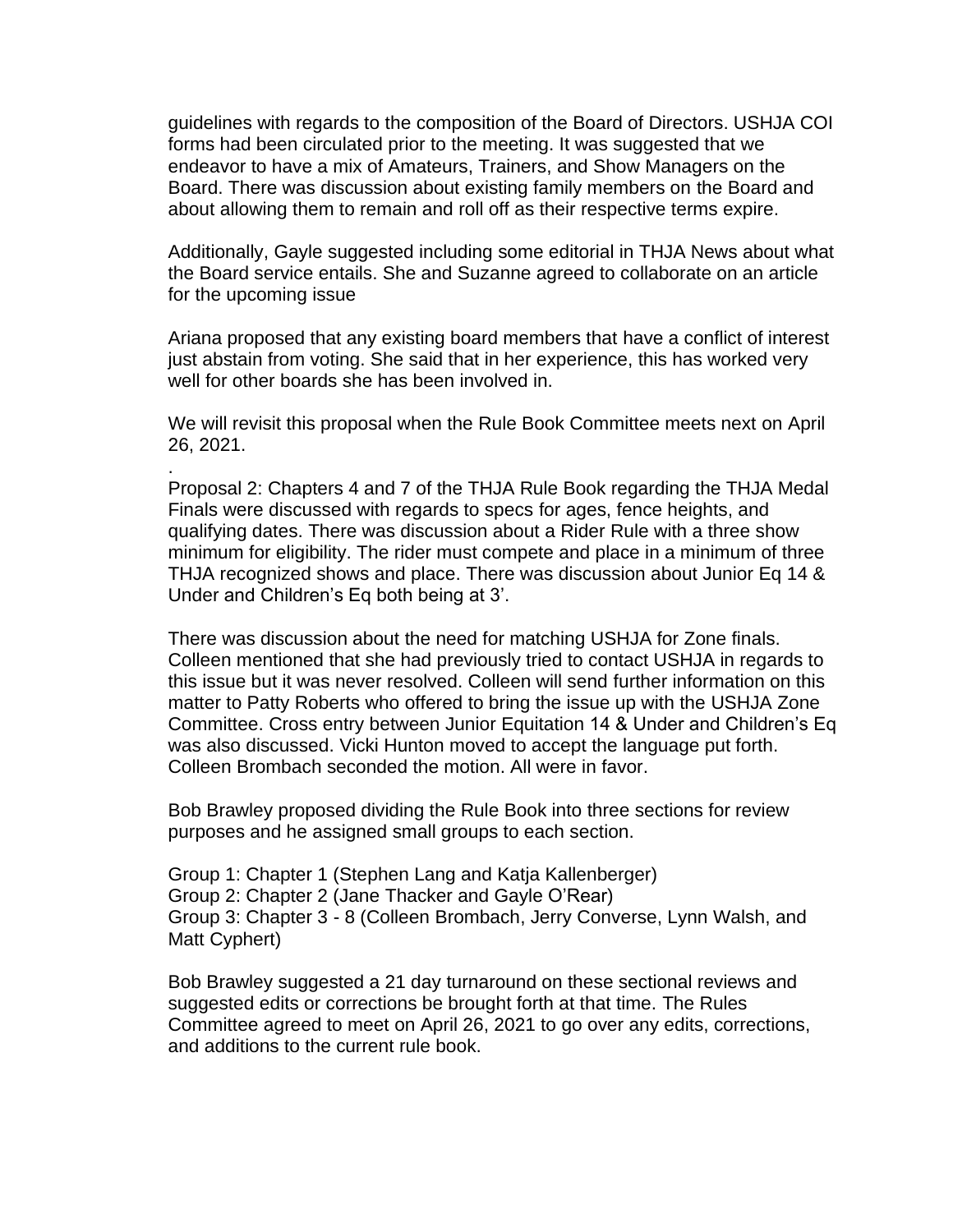guidelines with regards to the composition of the Board of Directors. USHJA COI forms had been circulated prior to the meeting. It was suggested that we endeavor to have a mix of Amateurs, Trainers, and Show Managers on the Board. There was discussion about existing family members on the Board and about allowing them to remain and roll off as their respective terms expire.

Additionally, Gayle suggested including some editorial in THJA News about what the Board service entails. She and Suzanne agreed to collaborate on an article for the upcoming issue

Ariana proposed that any existing board members that have a conflict of interest just abstain from voting. She said that in her experience, this has worked very well for other boards she has been involved in.

We will revisit this proposal when the Rule Book Committee meets next on April 26, 2021.

.
Proposal 2: Chapters 4 and 7 of the THJA Rule Book regarding the THJA Medal Finals were discussed with regards to specs for ages, fence heights, and qualifying dates. There was discussion about a Rider Rule with a three show minimum for eligibility. The rider must compete and place in a minimum of three THJA recognized shows and place. There was discussion about Junior Eq 14 & Under and Children's Eq both being at 3'.

There was discussion about the need for matching USHJA for Zone finals. Colleen mentioned that she had previously tried to contact USHJA in regards to this issue but it was never resolved. Colleen will send further information on this matter to Patty Roberts who offered to bring the issue up with the USHJA Zone Committee. Cross entry between Junior Equitation 14 & Under and Children's Eq was also discussed. Vicki Hunton moved to accept the language put forth. Colleen Brombach seconded the motion. All were in favor.

Bob Brawley proposed dividing the Rule Book into three sections for review purposes and he assigned small groups to each section.

Group 1: Chapter 1 (Stephen Lang and Katja Kallenberger)
Group 2: Chapter 2 (Jane Thacker and Gayle O'Rear)
Group 3: Chapter 3 - 8 (Colleen Brombach, Jerry Converse, Lynn Walsh, and Matt Cyphert)

Bob Brawley suggested a 21 day turnaround on these sectional reviews and suggested edits or corrections be brought forth at that time. The Rules Committee agreed to meet on April 26, 2021 to go over any edits, corrections, and additions to the current rule book.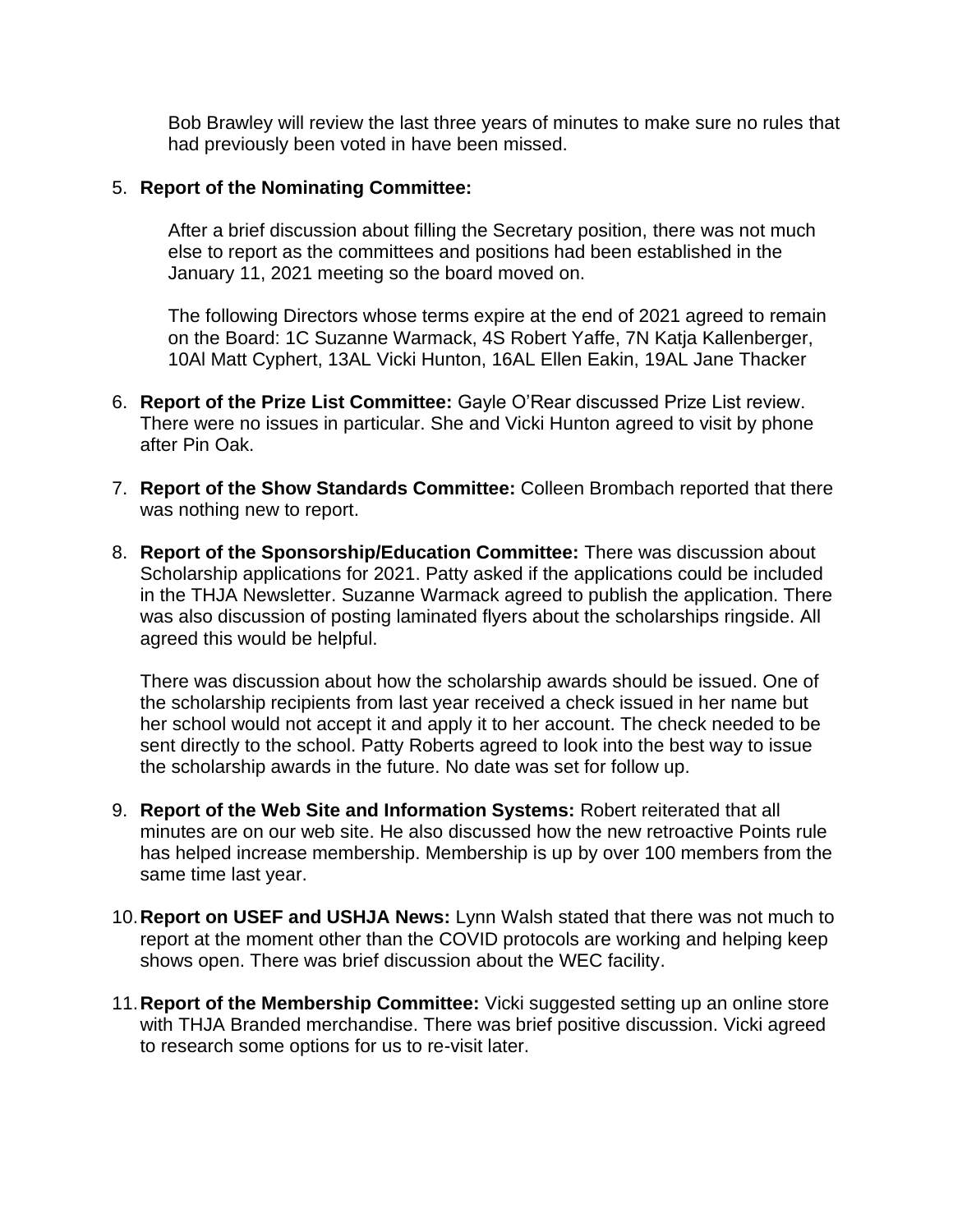Bob Brawley will review the last three years of minutes to make sure no rules that had previously been voted in have been missed.

5. **Report of the Nominating Committee:**

   After a brief discussion about filling the Secretary position, there was not much else to report as the committees and positions had been established in the January 11, 2021 meeting so the board moved on.

   The following Directors whose terms expire at the end of 2021 agreed to remain on the Board: 1C Suzanne Warmack, 4S Robert Yaffe, 7N Katja Kallenberger, 10Al Matt Cyphert, 13AL Vicki Hunton, 16AL Ellen Eakin, 19AL Jane Thacker

6. **Report of the Prize List Committee:** Gayle O'Rear discussed Prize List review. There were no issues in particular. She and Vicki Hunton agreed to visit by phone after Pin Oak.

7. **Report of the Show Standards Committee:** Colleen Brombach reported that there was nothing new to report.

8. **Report of the Sponsorship/Education Committee:** There was discussion about Scholarship applications for 2021. Patty asked if the applications could be included in the THJA Newsletter. Suzanne Warmack agreed to publish the application. There was also discussion of posting laminated flyers about the scholarships ringside. All agreed this would be helpful.

   There was discussion about how the scholarship awards should be issued. One of the scholarship recipients from last year received a check issued in her name but her school would not accept it and apply it to her account. The check needed to be sent directly to the school. Patty Roberts agreed to look into the best way to issue the scholarship awards in the future. No date was set for follow up.

9. **Report of the Web Site and Information Systems:** Robert reiterated that all minutes are on our web site. He also discussed how the new retroactive Points rule has helped increase membership. Membership is up by over 100 members from the same time last year.

10. **Report on USEF and USHJA News:** Lynn Walsh stated that there was not much to report at the moment other than the COVID protocols are working and helping keep shows open. There was brief discussion about the WEC facility.

11. **Report of the Membership Committee:** Vicki suggested setting up an online store with THJA Branded merchandise. There was brief positive discussion. Vicki agreed to research some options for us to re-visit later.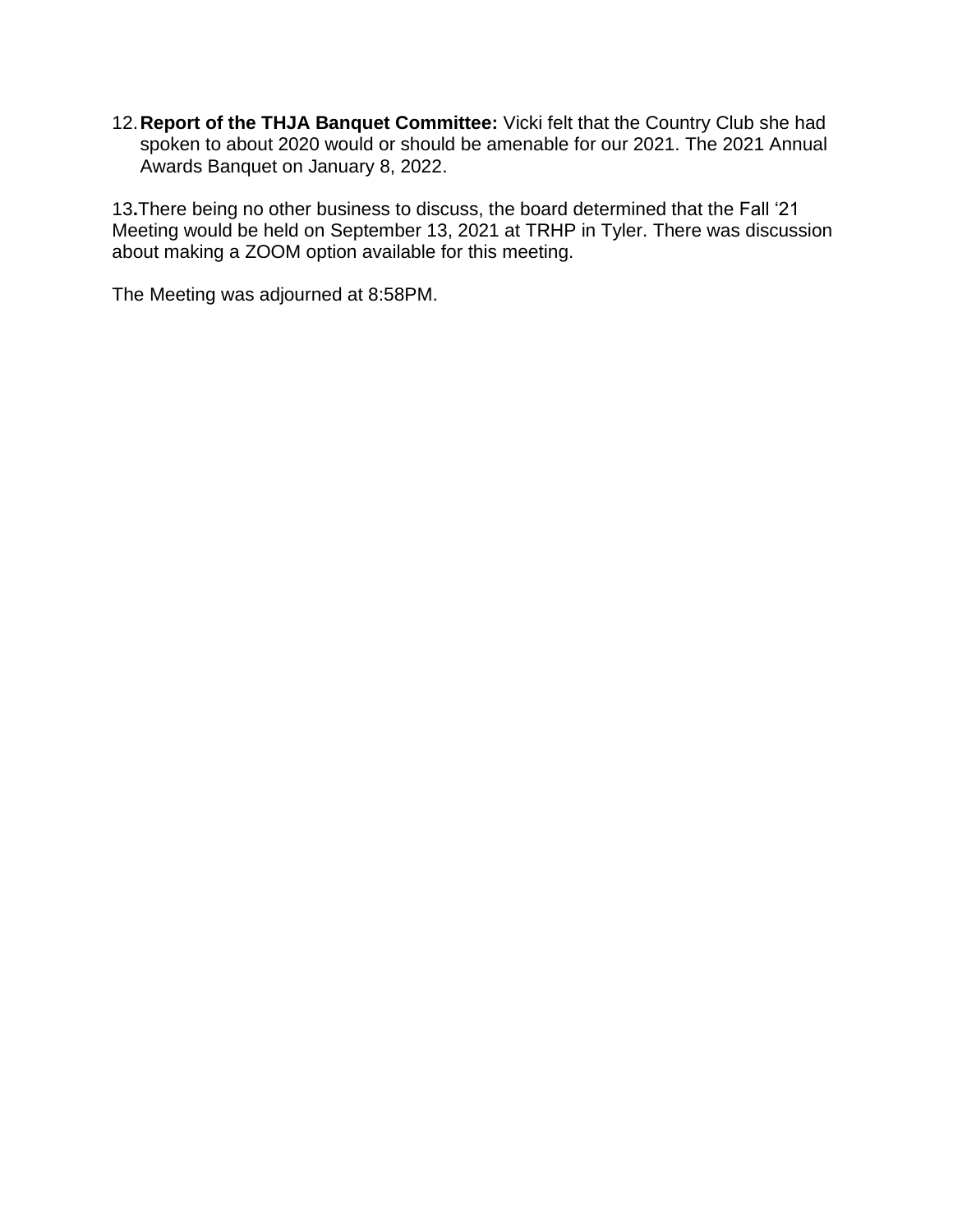12. **Report of the THJA Banquet Committee:** Vicki felt that the Country Club she had spoken to about 2020 would or should be amenable for our 2021. The 2021 Annual Awards Banquet on January 8, 2022.

13**.**There being no other business to discuss, the board determined that the Fall '21 Meeting would be held on September 13, 2021 at TRHP in Tyler. There was discussion about making a ZOOM option available for this meeting.

The Meeting was adjourned at 8:58PM.